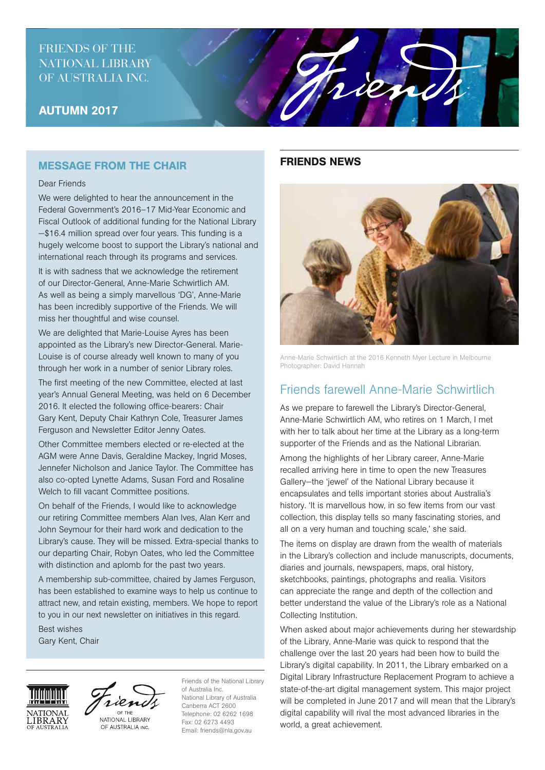FRIENDS OF THE NATIONAL LIBRARY OF AUSTRALIA INC.

**AUTUMN 2017**

## MESSAGE FROM THE CHAIR

Dear Friends

We were delighted to hear the announcement in the Federal Government's 2016–17 Mid-Year Economic and Fiscal Outlook of additional funding for the National Library—$16.4 million spread over four years. This funding is a hugely welcome boost to support the Library's national and international reach through its programs and services.

It is with sadness that we acknowledge the retirement of our Director-General, Anne-Marie Schwirtlich AM. As well as being a simply marvellous 'DG', Anne-Marie has been incredibly supportive of the Friends. We will miss her thoughtful and wise counsel.

We are delighted that Marie-Louise Ayres has been appointed as the Library's new Director-General. Marie-Louise is of course already well known to many of you through her work in a number of senior Library roles.

The first meeting of the new Committee, elected at last year's Annual General Meeting, was held on 6 December 2016. It elected the following office-bearers: Chair Gary Kent, Deputy Chair Kathryn Cole, Treasurer James Ferguson and Newsletter Editor Jenny Oates.

Other Committee members elected or re-elected at the AGM were Anne Davis, Geraldine Mackey, Ingrid Moses, Jennefer Nicholson and Janice Taylor. The Committee has also co-opted Lynette Adams, Susan Ford and Rosaline Welch to fill vacant Committee positions.

On behalf of the Friends, I would like to acknowledge our retiring Committee members Alan Ives, Alan Kerr and John Seymour for their hard work and dedication to the Library's cause. They will be missed. Extra-special thanks to our departing Chair, Robyn Oates, who led the Committee with distinction and aplomb for the past two years.

A membership sub-committee, chaired by James Ferguson, has been established to examine ways to help us continue to attract new, and retain existing, members. We hope to report to you in our next newsletter on initiatives in this regard.

Best wishes
Gary Kent, Chair

Friends of the National Library of Australia Inc.
National Library of Australia
Canberra ACT 2600
Telephone: 02 6262 1698
Fax: 02 6273 4493
Email: friends@nla.gov.au

## FRIENDS NEWS

Anne-Marie Schwirtlich at the 2016 Kenneth Myer Lecture in Melbourne
Photographer: David Hannah

### Friends farewell Anne-Marie Schwirtlich

As we prepare to farewell the Library's Director-General, Anne-Marie Schwirtlich AM, who retires on 1 March, I met with her to talk about her time at the Library as a long-term supporter of the Friends and as the National Librarian.

Among the highlights of her Library career, Anne-Marie recalled arriving here in time to open the new Treasures Gallery—the 'jewel' of the National Library because it encapsulates and tells important stories about Australia's history. 'It is marvellous how, in so few items from our vast collection, this display tells so many fascinating stories, and all on a very human and touching scale,' she said.

The items on display are drawn from the wealth of materials in the Library's collection and include manuscripts, documents, diaries and journals, newspapers, maps, oral history, sketchbooks, paintings, photographs and realia. Visitors can appreciate the range and depth of the collection and better understand the value of the Library's role as a National Collecting Institution.

When asked about major achievements during her stewardship of the Library, Anne-Marie was quick to respond that the challenge over the last 20 years had been how to build the Library's digital capability. In 2011, the Library embarked on a Digital Library Infrastructure Replacement Program to achieve a state-of-the-art digital management system. This major project will be completed in June 2017 and will mean that the Library's digital capability will rival the most advanced libraries in the world, a great achievement.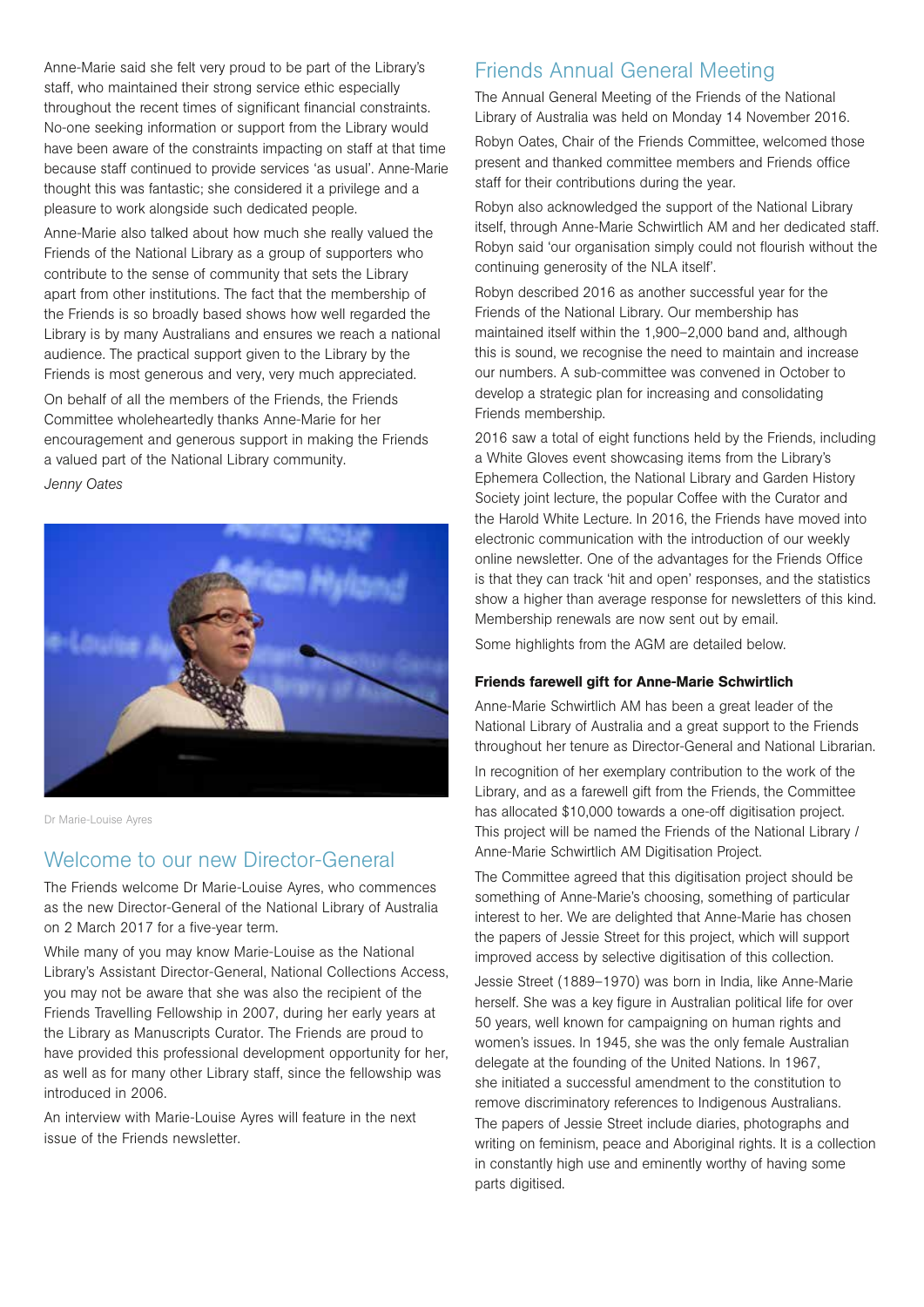Anne-Marie said she felt very proud to be part of the Library's staff, who maintained their strong service ethic especially throughout the recent times of significant financial constraints. No-one seeking information or support from the Library would have been aware of the constraints impacting on staff at that time because staff continued to provide services 'as usual'. Anne-Marie thought this was fantastic; she considered it a privilege and a pleasure to work alongside such dedicated people.

Anne-Marie also talked about how much she really valued the Friends of the National Library as a group of supporters who contribute to the sense of community that sets the Library apart from other institutions. The fact that the membership of the Friends is so broadly based shows how well regarded the Library is by many Australians and ensures we reach a national audience. The practical support given to the Library by the Friends is most generous and very, very much appreciated.

On behalf of all the members of the Friends, the Friends Committee wholeheartedly thanks Anne-Marie for her encouragement and generous support in making the Friends a valued part of the National Library community.

*Jenny Oates*

Dr Marie-Louise Ayres

## Welcome to our new Director-General

The Friends welcome Dr Marie-Louise Ayres, who commences as the new Director-General of the National Library of Australia on 2 March 2017 for a five-year term.

While many of you may know Marie-Louise as the National Library's Assistant Director-General, National Collections Access, you may not be aware that she was also the recipient of the Friends Travelling Fellowship in 2007, during her early years at the Library as Manuscripts Curator. The Friends are proud to have provided this professional development opportunity for her, as well as for many other Library staff, since the fellowship was introduced in 2006.

An interview with Marie-Louise Ayres will feature in the next issue of the Friends newsletter.

## Friends Annual General Meeting

The Annual General Meeting of the Friends of the National Library of Australia was held on Monday 14 November 2016.

Robyn Oates, Chair of the Friends Committee, welcomed those present and thanked committee members and Friends office staff for their contributions during the year.

Robyn also acknowledged the support of the National Library itself, through Anne-Marie Schwirtlich AM and her dedicated staff. Robyn said 'our organisation simply could not flourish without the continuing generosity of the NLA itself'.

Robyn described 2016 as another successful year for the Friends of the National Library. Our membership has maintained itself within the 1,900–2,000 band and, although this is sound, we recognise the need to maintain and increase our numbers. A sub-committee was convened in October to develop a strategic plan for increasing and consolidating Friends membership.

2016 saw a total of eight functions held by the Friends, including a White Gloves event showcasing items from the Library's Ephemera Collection, the National Library and Garden History Society joint lecture, the popular Coffee with the Curator and the Harold White Lecture. In 2016, the Friends have moved into electronic communication with the introduction of our weekly online newsletter. One of the advantages for the Friends Office is that they can track 'hit and open' responses, and the statistics show a higher than average response for newsletters of this kind. Membership renewals are now sent out by email.

Some highlights from the AGM are detailed below.

### Friends farewell gift for Anne-Marie Schwirtlich

Anne-Marie Schwirtlich AM has been a great leader of the National Library of Australia and a great support to the Friends throughout her tenure as Director-General and National Librarian.

In recognition of her exemplary contribution to the work of the Library, and as a farewell gift from the Friends, the Committee has allocated $10,000 towards a one-off digitisation project. This project will be named the Friends of the National Library / Anne-Marie Schwirtlich AM Digitisation Project.

The Committee agreed that this digitisation project should be something of Anne-Marie's choosing, something of particular interest to her. We are delighted that Anne-Marie has chosen the papers of Jessie Street for this project, which will support improved access by selective digitisation of this collection.

Jessie Street (1889–1970) was born in India, like Anne-Marie herself. She was a key figure in Australian political life for over 50 years, well known for campaigning on human rights and women's issues. In 1945, she was the only female Australian delegate at the founding of the United Nations. In 1967, she initiated a successful amendment to the constitution to remove discriminatory references to Indigenous Australians. The papers of Jessie Street include diaries, photographs and writing on feminism, peace and Aboriginal rights. It is a collection in constantly high use and eminently worthy of having some parts digitised.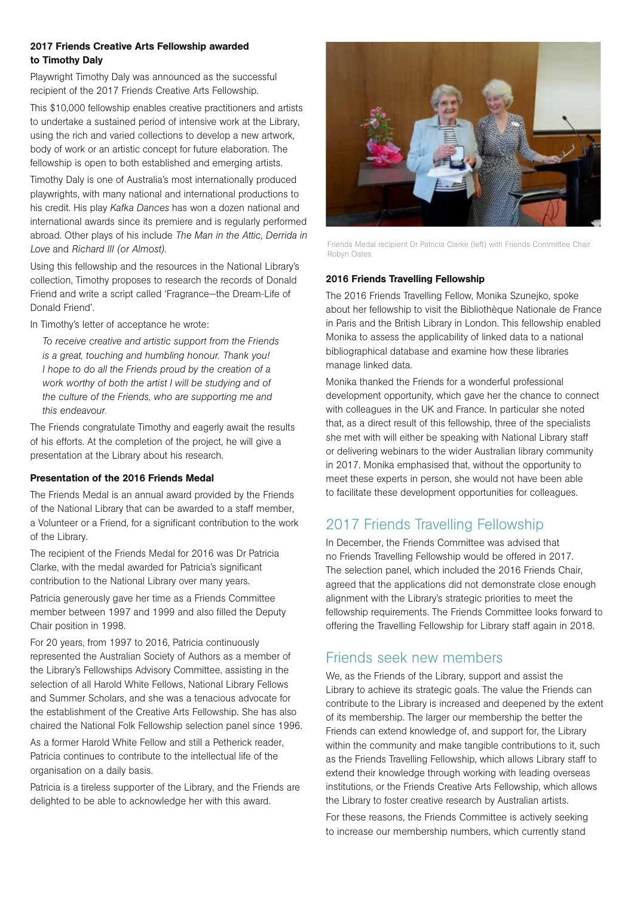### 2017 Friends Creative Arts Fellowship awarded to Timothy Daly

Playwright Timothy Daly was announced as the successful recipient of the 2017 Friends Creative Arts Fellowship.

This $10,000 fellowship enables creative practitioners and artists to undertake a sustained period of intensive work at the Library, using the rich and varied collections to develop a new artwork, body of work or an artistic concept for future elaboration. The fellowship is open to both established and emerging artists.

Timothy Daly is one of Australia's most internationally produced playwrights, with many national and international productions to his credit. His play *Kafka Dances* has won a dozen national and international awards since its premiere and is regularly performed abroad. Other plays of his include *The Man in the Attic*, *Derrida in Love* and *Richard III (or Almost)*.

Using this fellowship and the resources in the National Library's collection, Timothy proposes to research the records of Donald Friend and write a script called 'Fragrance—the Dream-Life of Donald Friend'.

In Timothy's letter of acceptance he wrote:

> *To receive creative and artistic support from the Friends is a great, touching and humbling honour. Thank you! I hope to do all the Friends proud by the creation of a work worthy of both the artist I will be studying and of the culture of the Friends, who are supporting me and this endeavour.*

The Friends congratulate Timothy and eagerly await the results of his efforts. At the completion of the project, he will give a presentation at the Library about his research.

### Presentation of the 2016 Friends Medal

The Friends Medal is an annual award provided by the Friends of the National Library that can be awarded to a staff member, a Volunteer or a Friend, for a significant contribution to the work of the Library.

The recipient of the Friends Medal for 2016 was Dr Patricia Clarke, with the medal awarded for Patricia's significant contribution to the National Library over many years.

Patricia generously gave her time as a Friends Committee member between 1997 and 1999 and also filled the Deputy Chair position in 1998.

For 20 years, from 1997 to 2016, Patricia continuously represented the Australian Society of Authors as a member of the Library's Fellowships Advisory Committee, assisting in the selection of all Harold White Fellows, National Library Fellows and Summer Scholars, and she was a tenacious advocate for the establishment of the Creative Arts Fellowship. She has also chaired the National Folk Fellowship selection panel since 1996.

As a former Harold White Fellow and still a Petherick reader, Patricia continues to contribute to the intellectual life of the organisation on a daily basis.

Patricia is a tireless supporter of the Library, and the Friends are delighted to be able to acknowledge her with this award.

Friends Medal recipient Dr Patricia Clarke (left) with Friends Committee Chair Robyn Oates

### 2016 Friends Travelling Fellowship

The 2016 Friends Travelling Fellow, Monika Szunejko, spoke about her fellowship to visit the Bibliothèque Nationale de France in Paris and the British Library in London. This fellowship enabled Monika to assess the applicability of linked data to a national bibliographical database and examine how these libraries manage linked data.

Monika thanked the Friends for a wonderful professional development opportunity, which gave her the chance to connect with colleagues in the UK and France. In particular she noted that, as a direct result of this fellowship, three of the specialists she met with will either be speaking with National Library staff or delivering webinars to the wider Australian library community in 2017. Monika emphasised that, without the opportunity to meet these experts in person, she would not have been able to facilitate these development opportunities for colleagues.

## 2017 Friends Travelling Fellowship

In December, the Friends Committee was advised that no Friends Travelling Fellowship would be offered in 2017. The selection panel, which included the 2016 Friends Chair, agreed that the applications did not demonstrate close enough alignment with the Library's strategic priorities to meet the fellowship requirements. The Friends Committee looks forward to offering the Travelling Fellowship for Library staff again in 2018.

## Friends seek new members

We, as the Friends of the Library, support and assist the Library to achieve its strategic goals. The value the Friends can contribute to the Library is increased and deepened by the extent of its membership. The larger our membership the better the Friends can extend knowledge of, and support for, the Library within the community and make tangible contributions to it, such as the Friends Travelling Fellowship, which allows Library staff to extend their knowledge through working with leading overseas institutions, or the Friends Creative Arts Fellowship, which allows the Library to foster creative research by Australian artists.

For these reasons, the Friends Committee is actively seeking to increase our membership numbers, which currently stand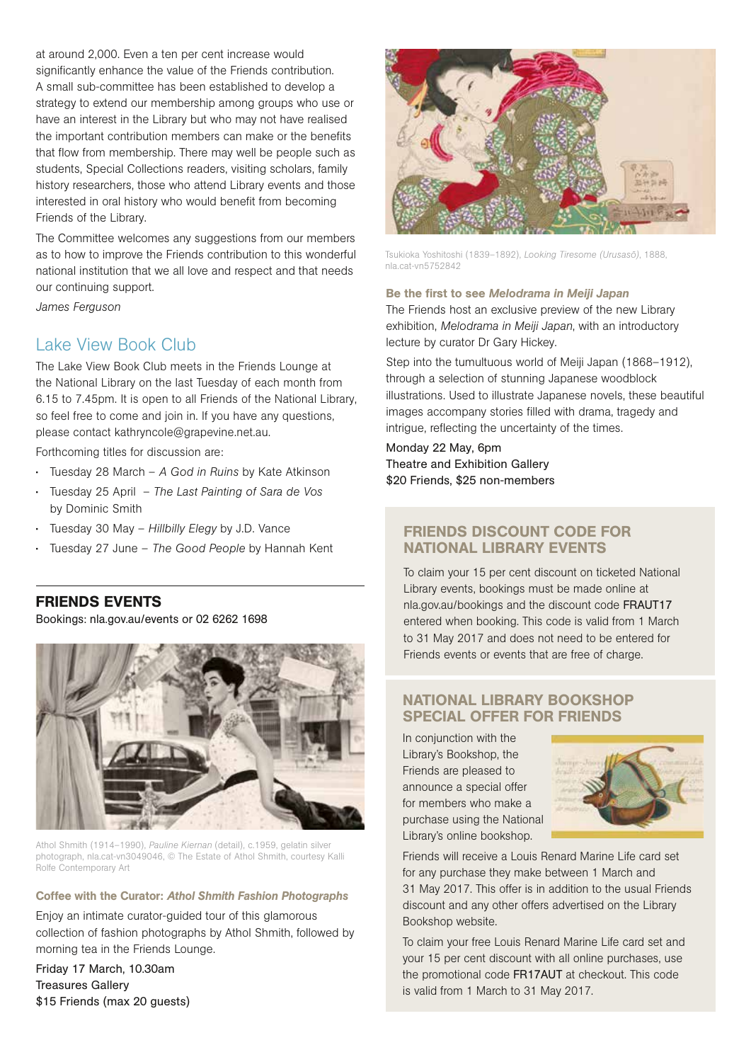at around 2,000. Even a ten per cent increase would significantly enhance the value of the Friends contribution. A small sub-committee has been established to develop a strategy to extend our membership among groups who use or have an interest in the Library but who may not have realised the important contribution members can make or the benefits that flow from membership. There may well be people such as students, Special Collections readers, visiting scholars, family history researchers, those who attend Library events and those interested in oral history who would benefit from becoming Friends of the Library.

The Committee welcomes any suggestions from our members as to how to improve the Friends contribution to this wonderful national institution that we all love and respect and that needs our continuing support.

*James Ferguson*

## Lake View Book Club

The Lake View Book Club meets in the Friends Lounge at the National Library on the last Tuesday of each month from 6.15 to 7.45pm. It is open to all Friends of the National Library, so feel free to come and join in. If you have any questions, please contact kathryncole@grapevine.net.au.

Forthcoming titles for discussion are:

- Tuesday 28 March – *A God in Ruins* by Kate Atkinson
- Tuesday 25 April – *The Last Painting of Sara de Vos* by Dominic Smith
- Tuesday 30 May – *Hillbilly Elegy* by J.D. Vance
- Tuesday 27 June – *The Good People* by Hannah Kent

## FRIENDS EVENTS

Bookings: nla.gov.au/events or 02 6262 1698

Athol Shmith (1914–1990), *Pauline Kiernan* (detail), c.1959, gelatin silver photograph, nla.cat-vn3049046, © The Estate of Athol Shmith, courtesy Kalli Rolfe Contemporary Art

### Coffee with the Curator: *Athol Shmith Fashion Photographs*

Enjoy an intimate curator-guided tour of this glamorous collection of fashion photographs by Athol Shmith, followed by morning tea in the Friends Lounge.

Friday 17 March, 10.30am
Treasures Gallery
$15 Friends (max 20 guests)

Tsukioka Yoshitoshi (1839–1892), *Looking Tiresome (Urusasō)*, 1888, nla.cat-vn5752842

### Be the first to see *Melodrama in Meiji Japan*

The Friends host an exclusive preview of the new Library exhibition, *Melodrama in Meiji Japan*, with an introductory lecture by curator Dr Gary Hickey.

Step into the tumultuous world of Meiji Japan (1868–1912), through a selection of stunning Japanese woodblock illustrations. Used to illustrate Japanese novels, these beautiful images accompany stories filled with drama, tragedy and intrigue, reflecting the uncertainty of the times.

Monday 22 May, 6pm
Theatre and Exhibition Gallery
$20 Friends, $25 non-members

## FRIENDS DISCOUNT CODE FOR NATIONAL LIBRARY EVENTS

To claim your 15 per cent discount on ticketed National Library events, bookings must be made online at nla.gov.au/bookings and the discount code FRAUT17 entered when booking. This code is valid from 1 March to 31 May 2017 and does not need to be entered for Friends events or events that are free of charge.

## NATIONAL LIBRARY BOOKSHOP SPECIAL OFFER FOR FRIENDS

In conjunction with the Library's Bookshop, the Friends are pleased to announce a special offer for members who make a purchase using the National Library's online bookshop.

Friends will receive a Louis Renard Marine Life card set for any purchase they make between 1 March and 31 May 2017. This offer is in addition to the usual Friends discount and any other offers advertised on the Library Bookshop website.

To claim your free Louis Renard Marine Life card set and your 15 per cent discount with all online purchases, use the promotional code FR17AUT at checkout. This code is valid from 1 March to 31 May 2017.